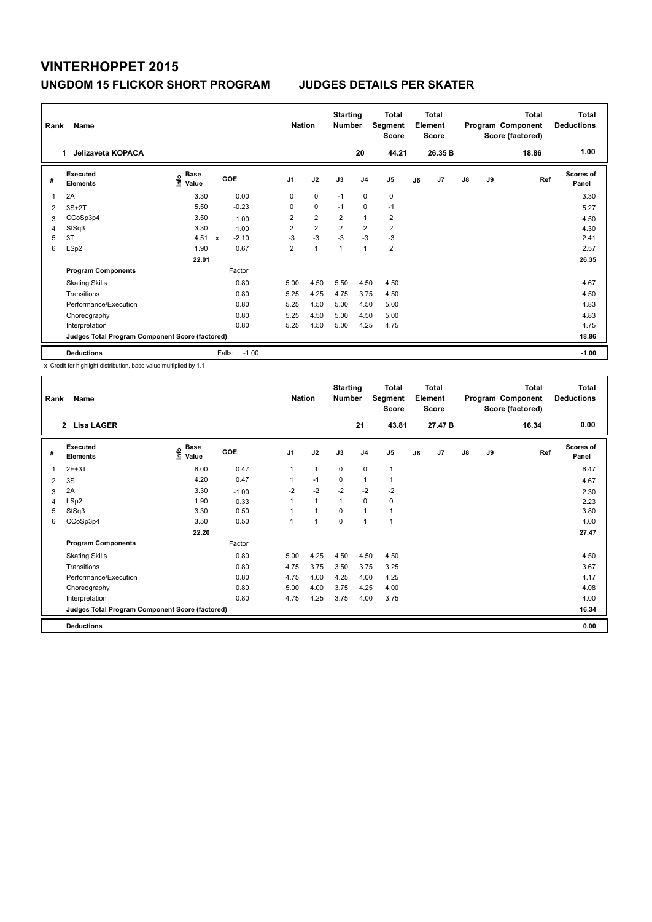# VINTERHOPPET 2015

## UNGDOM 15 FLICKOR SHORT PROGRAM    JUDGES DETAILS PER SKATER

| Rank | Name | Nation | Starting Number | Total Segment Score | Total Element Score | Total Program Component Score (factored) | Total Deductions |
|---|---|---|---|---|---|---|---|
| 1 | Jelizaveta KOPACA | | 20 | 44.21 | 26.35 B | 18.86 | 1.00 |

| # | Executed Elements | Info | Base Value | | GOE | J1 | J2 | J3 | J4 | J5 | J6 | J7 | J8 | J9 | Ref | Scores of Panel |
|---|---|---|---|---|---|---|---|---|---|---|---|---|---|---|---|---|
| 1 | 2A | | 3.30 | | 0.00 | 0 | 0 | -1 | 0 | 0 | | | | | | 3.30 |
| 2 | 3S+2T | | 5.50 | | -0.23 | 0 | 0 | -1 | 0 | -1 | | | | | | 5.27 |
| 3 | CCoSp3p4 | | 3.50 | | 1.00 | 2 | 2 | 2 | 1 | 2 | | | | | | 4.50 |
| 4 | StSq3 | | 3.30 | | 1.00 | 2 | 2 | 2 | 2 | 2 | | | | | | 4.30 |
| 5 | 3T | | 4.51 | x | -2.10 | -3 | -3 | -3 | -3 | -3 | | | | | | 2.41 |
| 6 | LSp2 | | 1.90 | | 0.67 | 2 | 1 | 1 | 1 | 2 | | | | | | 2.57 |
| | | | 22.01 | | | | | | | | | | | | | 26.35 |
| | **Program Components** | | | | Factor | | | | | | | | | | | |
| | Skating Skills | | | | 0.80 | 5.00 | 4.50 | 5.50 | 4.50 | 4.50 | | | | | | 4.67 |
| | Transitions | | | | 0.80 | 5.25 | 4.25 | 4.75 | 3.75 | 4.50 | | | | | | 4.50 |
| | Performance/Execution | | | | 0.80 | 5.25 | 4.50 | 5.00 | 4.50 | 5.00 | | | | | | 4.83 |
| | Choreography | | | | 0.80 | 5.25 | 4.50 | 5.00 | 4.50 | 5.00 | | | | | | 4.83 |
| | Interpretation | | | | 0.80 | 5.25 | 4.50 | 5.00 | 4.25 | 4.75 | | | | | | 4.75 |
| | **Judges Total Program Component Score (factored)** | | | | | | | | | | | | | | | 18.86 |
| | **Deductions** | | | | Falls: -1.00 | | | | | | | | | | | -1.00 |

x Credit for highlight distribution, base value multiplied by 1.1

| Rank | Name | Nation | Starting Number | Total Segment Score | Total Element Score | Total Program Component Score (factored) | Total Deductions |
|---|---|---|---|---|---|---|---|
| 2 | Lisa LAGER | | 21 | 43.81 | 27.47 B | 16.34 | 0.00 |

| # | Executed Elements | Info | Base Value | GOE | J1 | J2 | J3 | J4 | J5 | J6 | J7 | J8 | J9 | Ref | Scores of Panel |
|---|---|---|---|---|---|---|---|---|---|---|---|---|---|---|---|
| 1 | 2F+3T | | 6.00 | 0.47 | 1 | 1 | 0 | 0 | 1 | | | | | | 6.47 |
| 2 | 3S | | 4.20 | 0.47 | 1 | -1 | 0 | 1 | 1 | | | | | | 4.67 |
| 3 | 2A | | 3.30 | -1.00 | -2 | -2 | -2 | -2 | -2 | | | | | | 2.30 |
| 4 | LSp2 | | 1.90 | 0.33 | 1 | 1 | 1 | 0 | 0 | | | | | | 2.23 |
| 5 | StSq3 | | 3.30 | 0.50 | 1 | 1 | 0 | 1 | 1 | | | | | | 3.80 |
| 6 | CCoSp3p4 | | 3.50 | 0.50 | 1 | 1 | 0 | 1 | 1 | | | | | | 4.00 |
| | | | 22.20 | | | | | | | | | | | | 27.47 |
| | **Program Components** | | | Factor | | | | | | | | | | | |
| | Skating Skills | | | 0.80 | 5.00 | 4.25 | 4.50 | 4.50 | 4.50 | | | | | | 4.50 |
| | Transitions | | | 0.80 | 4.75 | 3.75 | 3.50 | 3.75 | 3.25 | | | | | | 3.67 |
| | Performance/Execution | | | 0.80 | 4.75 | 4.00 | 4.25 | 4.00 | 4.25 | | | | | | 4.17 |
| | Choreography | | | 0.80 | 5.00 | 4.00 | 3.75 | 4.25 | 4.00 | | | | | | 4.08 |
| | Interpretation | | | 0.80 | 4.75 | 4.25 | 3.75 | 4.00 | 3.75 | | | | | | 4.00 |
| | **Judges Total Program Component Score (factored)** | | | | | | | | | | | | | | 16.34 |
| | **Deductions** | | | | | | | | | | | | | | 0.00 |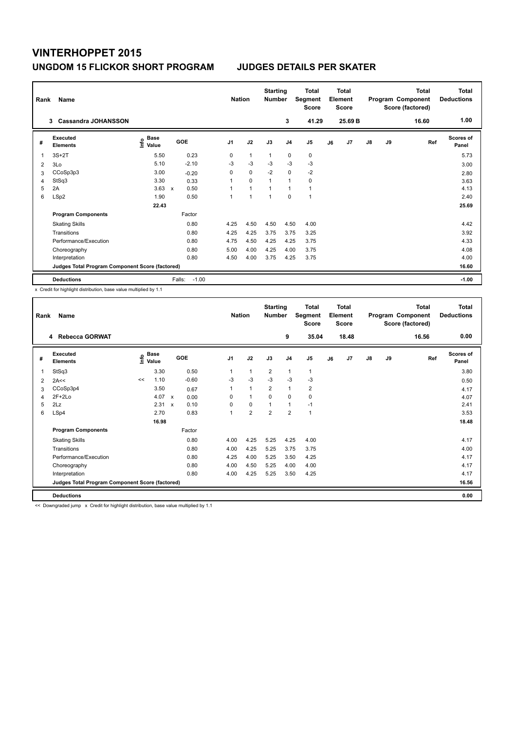# VINTERHOPPET 2015

## UNGDOM 15 FLICKOR SHORT PROGRAM JUDGES DETAILS PER SKATER

| Rank | Name | Nation | Starting Number | Total Segment Score | Total Element Score | Total Program Component Score (factored) | Total Deductions |
|---|---|---|---|---|---|---|---|
| 3 | Cassandra JOHANSSON | | 3 | 41.29 | 25.69 B | 16.60 | 1.00 |

| # | Executed Elements | Info | Base Value | | GOE | J1 | J2 | J3 | J4 | J5 | J6 | J7 | J8 | J9 | Ref | Scores of Panel |
|---|---|---|---|---|---|---|---|---|---|---|---|---|---|---|---|---|
| 1 | 3S+2T | | 5.50 | | 0.23 | 0 | 1 | 1 | 0 | 0 | | | | | | 5.73 |
| 2 | 3Lo | | 5.10 | | -2.10 | -3 | -3 | -3 | -3 | -3 | | | | | | 3.00 |
| 3 | CCoSp3p3 | | 3.00 | | -0.20 | 0 | 0 | -2 | 0 | -2 | | | | | | 2.80 |
| 4 | StSq3 | | 3.30 | | 0.33 | 1 | 0 | 1 | 1 | 0 | | | | | | 3.63 |
| 5 | 2A | | 3.63 | x | 0.50 | 1 | 1 | 1 | 1 | 1 | | | | | | 4.13 |
| 6 | LSp2 | | 1.90 | | 0.50 | 1 | 1 | 1 | 0 | 1 | | | | | | 2.40 |
| | | | 22.43 | | | | | | | | | | | | | 25.69 |
| | **Program Components** | | | | Factor | | | | | | | | | | | |
| | Skating Skills | | | | 0.80 | 4.25 | 4.50 | 4.50 | 4.50 | 4.00 | | | | | | 4.42 |
| | Transitions | | | | 0.80 | 4.25 | 4.25 | 3.75 | 3.75 | 3.25 | | | | | | 3.92 |
| | Performance/Execution | | | | 0.80 | 4.75 | 4.50 | 4.25 | 4.25 | 3.75 | | | | | | 4.33 |
| | Choreography | | | | 0.80 | 5.00 | 4.00 | 4.25 | 4.00 | 3.75 | | | | | | 4.08 |
| | Interpretation | | | | 0.80 | 4.50 | 4.00 | 3.75 | 4.25 | 3.75 | | | | | | 4.00 |
| | **Judges Total Program Component Score (factored)** | | | | | | | | | | | | | | | 16.60 |
| | **Deductions** | | | Falls: | -1.00 | | | | | | | | | | | -1.00 |

x Credit for highlight distribution, base value multiplied by 1.1

| Rank | Name | Nation | Starting Number | Total Segment Score | Total Element Score | Total Program Component Score (factored) | Total Deductions |
|---|---|---|---|---|---|---|---|
| 4 | Rebecca GORWAT | | 9 | 35.04 | 18.48 | 16.56 | 0.00 |

| # | Executed Elements | Info | Base Value | | GOE | J1 | J2 | J3 | J4 | J5 | J6 | J7 | J8 | J9 | Ref | Scores of Panel |
|---|---|---|---|---|---|---|---|---|---|---|---|---|---|---|---|---|
| 1 | StSq3 | | 3.30 | | 0.50 | 1 | 1 | 2 | 1 | 1 | | | | | | 3.80 |
| 2 | 2A<< | << | 1.10 | | -0.60 | -3 | -3 | -3 | -3 | -3 | | | | | | 0.50 |
| 3 | CCoSp3p4 | | 3.50 | | 0.67 | 1 | 1 | 2 | 1 | 2 | | | | | | 4.17 |
| 4 | 2F+2Lo | | 4.07 | x | 0.00 | 0 | 1 | 0 | 0 | 0 | | | | | | 4.07 |
| 5 | 2Lz | | 2.31 | x | 0.10 | 0 | 0 | 1 | 1 | -1 | | | | | | 2.41 |
| 6 | LSp4 | | 2.70 | | 0.83 | 1 | 2 | 2 | 2 | 1 | | | | | | 3.53 |
| | | | 16.98 | | | | | | | | | | | | | 18.48 |
| | **Program Components** | | | | Factor | | | | | | | | | | | |
| | Skating Skills | | | | 0.80 | 4.00 | 4.25 | 5.25 | 4.25 | 4.00 | | | | | | 4.17 |
| | Transitions | | | | 0.80 | 4.00 | 4.25 | 5.25 | 3.75 | 3.75 | | | | | | 4.00 |
| | Performance/Execution | | | | 0.80 | 4.25 | 4.00 | 5.25 | 3.50 | 4.25 | | | | | | 4.17 |
| | Choreography | | | | 0.80 | 4.00 | 4.50 | 5.25 | 4.00 | 4.00 | | | | | | 4.17 |
| | Interpretation | | | | 0.80 | 4.00 | 4.25 | 5.25 | 3.50 | 4.25 | | | | | | 4.17 |
| | **Judges Total Program Component Score (factored)** | | | | | | | | | | | | | | | 16.56 |
| | **Deductions** | | | | | | | | | | | | | | | 0.00 |

<< Downgraded jump x Credit for highlight distribution, base value multiplied by 1.1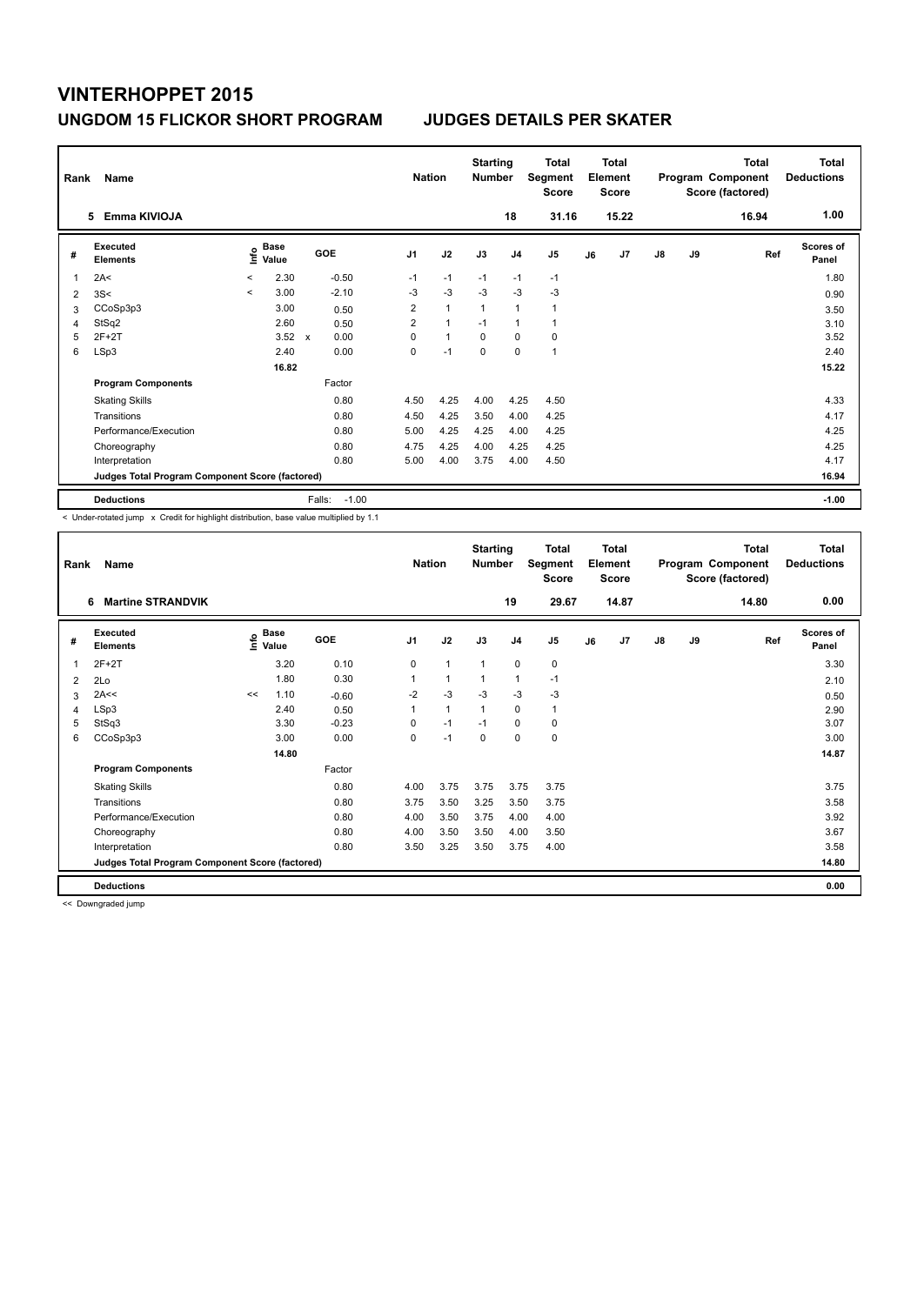# VINTERHOPPET 2015

## UNGDOM 15 FLICKOR SHORT PROGRAM　　JUDGES DETAILS PER SKATER

| Rank | Name | Nation | Starting Number | Total Segment Score | Total Element Score | Total Program Component Score (factored) | Total Deductions |
|---|---|---|---|---|---|---|---|
| 5 | Emma KIVIOJA | | 18 | 31.16 | 15.22 | 16.94 | 1.00 |

| # | Executed Elements | Info | Base Value | | GOE | J1 | J2 | J3 | J4 | J5 | J6 | J7 | J8 | J9 | Ref | Scores of Panel |
|---|---|---|---|---|---|---|---|---|---|---|---|---|---|---|---|---|
| 1 | 2A< | < | 2.30 | | -0.50 | -1 | -1 | -1 | -1 | -1 | | | | | | 1.80 |
| 2 | 3S< | < | 3.00 | | -2.10 | -3 | -3 | -3 | -3 | -3 | | | | | | 0.90 |
| 3 | CCoSp3p3 | | 3.00 | | 0.50 | 2 | 1 | 1 | 1 | 1 | | | | | | 3.50 |
| 4 | StSq2 | | 2.60 | | 0.50 | 2 | 1 | -1 | 1 | 1 | | | | | | 3.10 |
| 5 | 2F+2T | | 3.52 | x | 0.00 | 0 | 1 | 0 | 0 | 0 | | | | | | 3.52 |
| 6 | LSp3 | | 2.40 | | 0.00 | 0 | -1 | 0 | 0 | 1 | | | | | | 2.40 |
| | | | 16.82 | | | | | | | | | | | | | 15.22 |
| | **Program Components** | | | | Factor | | | | | | | | | | | |
| | Skating Skills | | | | 0.80 | 4.50 | 4.25 | 4.00 | 4.25 | 4.50 | | | | | | 4.33 |
| | Transitions | | | | 0.80 | 4.50 | 4.25 | 3.50 | 4.00 | 4.25 | | | | | | 4.17 |
| | Performance/Execution | | | | 0.80 | 5.00 | 4.25 | 4.25 | 4.00 | 4.25 | | | | | | 4.25 |
| | Choreography | | | | 0.80 | 4.75 | 4.25 | 4.00 | 4.25 | 4.25 | | | | | | 4.25 |
| | Interpretation | | | | 0.80 | 5.00 | 4.00 | 3.75 | 4.00 | 4.50 | | | | | | 4.17 |
| | Judges Total Program Component Score (factored) | | | | | | | | | | | | | | | 16.94 |
| | **Deductions** | | | | Falls: -1.00 | | | | | | | | | | | -1.00 |

< Under-rotated jump x Credit for highlight distribution, base value multiplied by 1.1

| Rank | Name | Nation | Starting Number | Total Segment Score | Total Element Score | Total Program Component Score (factored) | Total Deductions |
|---|---|---|---|---|---|---|---|
| 6 | Martine STRANDVIK | | 19 | 29.67 | 14.87 | 14.80 | 0.00 |

| # | Executed Elements | Info | Base Value | GOE | J1 | J2 | J3 | J4 | J5 | J6 | J7 | J8 | J9 | Ref | Scores of Panel |
|---|---|---|---|---|---|---|---|---|---|---|---|---|---|---|---|
| 1 | 2F+2T | | 3.20 | 0.10 | 0 | 1 | 1 | 0 | 0 | | | | | | 3.30 |
| 2 | 2Lo | | 1.80 | 0.30 | 1 | 1 | 1 | 1 | -1 | | | | | | 2.10 |
| 3 | 2A<< | << | 1.10 | -0.60 | -2 | -3 | -3 | -3 | -3 | | | | | | 0.50 |
| 4 | LSp3 | | 2.40 | 0.50 | 1 | 1 | 1 | 0 | 1 | | | | | | 2.90 |
| 5 | StSq3 | | 3.30 | -0.23 | 0 | -1 | -1 | 0 | 0 | | | | | | 3.07 |
| 6 | CCoSp3p3 | | 3.00 | 0.00 | 0 | -1 | 0 | 0 | 0 | | | | | | 3.00 |
| | | | 14.80 | | | | | | | | | | | | 14.87 |
| | **Program Components** | | | Factor | | | | | | | | | | | |
| | Skating Skills | | | 0.80 | 4.00 | 3.75 | 3.75 | 3.75 | 3.75 | | | | | | 3.75 |
| | Transitions | | | 0.80 | 3.75 | 3.50 | 3.25 | 3.50 | 3.75 | | | | | | 3.58 |
| | Performance/Execution | | | 0.80 | 4.00 | 3.50 | 3.75 | 4.00 | 4.00 | | | | | | 3.92 |
| | Choreography | | | 0.80 | 4.00 | 3.50 | 3.50 | 4.00 | 3.50 | | | | | | 3.67 |
| | Interpretation | | | 0.80 | 3.50 | 3.25 | 3.50 | 3.75 | 4.00 | | | | | | 3.58 |
| | Judges Total Program Component Score (factored) | | | | | | | | | | | | | | 14.80 |
| | **Deductions** | | | | | | | | | | | | | | 0.00 |

<< Downgraded jump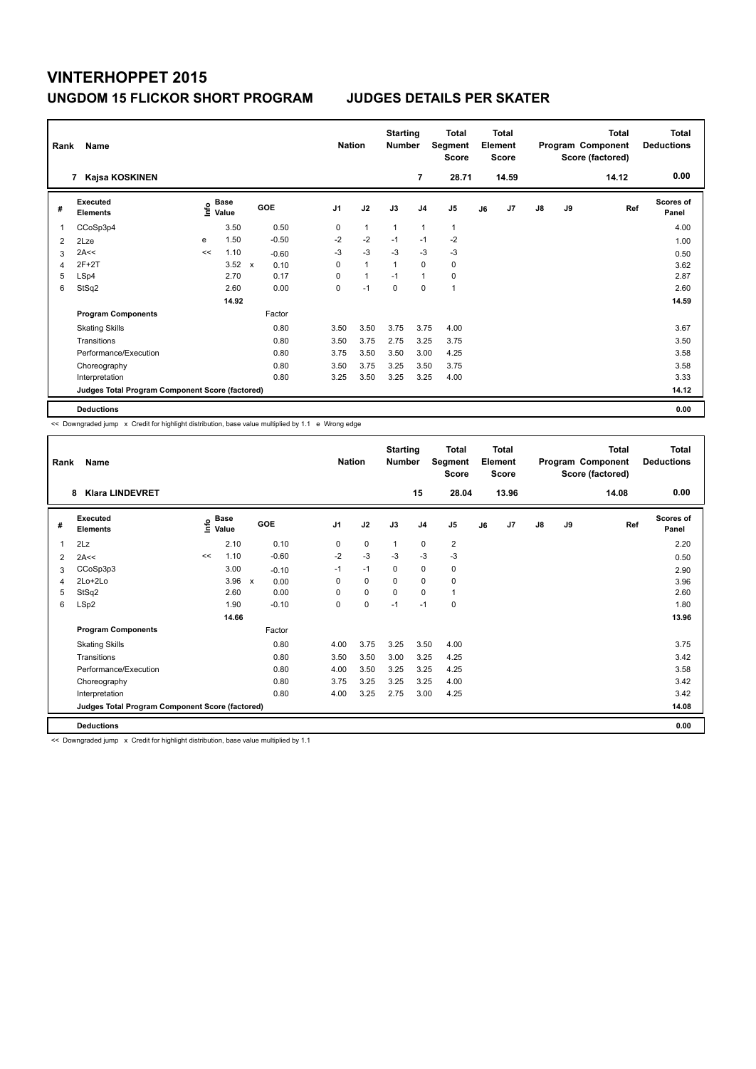# VINTERHOPPET 2015

## UNGDOM 15 FLICKOR SHORT PROGRAM — JUDGES DETAILS PER SKATER

| Rank | Name | Nation | Starting Number | Total Segment Score | Total Element Score | Total Program Component Score (factored) | Total Deductions |
|---|---|---|---|---|---|---|---|
| 7 | Kajsa KOSKINEN | | 7 | 28.71 | 14.59 | 14.12 | 0.00 |

| # | Executed Elements | Info | Base Value | | GOE | J1 | J2 | J3 | J4 | J5 | J6 | J7 | J8 | J9 | Ref | Scores of Panel |
|---|---|---|---|---|---|---|---|---|---|---|---|---|---|---|---|---|
| 1 | CCoSp3p4 | | 3.50 | | 0.50 | 0 | 1 | 1 | 1 | 1 | | | | | | 4.00 |
| 2 | 2Lze | e | 1.50 | | -0.50 | -2 | -2 | -1 | -1 | -2 | | | | | | 1.00 |
| 3 | 2A<< | << | 1.10 | | -0.60 | -3 | -3 | -3 | -3 | -3 | | | | | | 0.50 |
| 4 | 2F+2T | | 3.52 | x | 0.10 | 0 | 1 | 1 | 0 | 0 | | | | | | 3.62 |
| 5 | LSp4 | | 2.70 | | 0.17 | 0 | 1 | -1 | 1 | 0 | | | | | | 2.87 |
| 6 | StSq2 | | 2.60 | | 0.00 | 0 | -1 | 0 | 0 | 1 | | | | | | 2.60 |
| | | | 14.92 | | | | | | | | | | | | | 14.59 |
| | **Program Components** | | | | Factor | | | | | | | | | | | |
| | Skating Skills | | | | 0.80 | 3.50 | 3.50 | 3.75 | 3.75 | 4.00 | | | | | | 3.67 |
| | Transitions | | | | 0.80 | 3.50 | 3.75 | 2.75 | 3.25 | 3.75 | | | | | | 3.50 |
| | Performance/Execution | | | | 0.80 | 3.75 | 3.50 | 3.50 | 3.00 | 4.25 | | | | | | 3.58 |
| | Choreography | | | | 0.80 | 3.50 | 3.75 | 3.25 | 3.50 | 3.75 | | | | | | 3.58 |
| | Interpretation | | | | 0.80 | 3.25 | 3.50 | 3.25 | 3.25 | 4.00 | | | | | | 3.33 |
| | **Judges Total Program Component Score (factored)** | | | | | | | | | | | | | | | 14.12 |
| | **Deductions** | | | | | | | | | | | | | | | 0.00 |

<< Downgraded jump x Credit for highlight distribution, base value multiplied by 1.1 e Wrong edge

| Rank | Name | Nation | Starting Number | Total Segment Score | Total Element Score | Total Program Component Score (factored) | Total Deductions |
|---|---|---|---|---|---|---|---|
| 8 | Klara LINDEVRET | | 15 | 28.04 | 13.96 | 14.08 | 0.00 |

| # | Executed Elements | Info | Base Value | | GOE | J1 | J2 | J3 | J4 | J5 | J6 | J7 | J8 | J9 | Ref | Scores of Panel |
|---|---|---|---|---|---|---|---|---|---|---|---|---|---|---|---|---|
| 1 | 2Lz | | 2.10 | | 0.10 | 0 | 0 | 1 | 0 | 2 | | | | | | 2.20 |
| 2 | 2A<< | << | 1.10 | | -0.60 | -2 | -3 | -3 | -3 | -3 | | | | | | 0.50 |
| 3 | CCoSp3p3 | | 3.00 | | -0.10 | -1 | -1 | 0 | 0 | 0 | | | | | | 2.90 |
| 4 | 2Lo+2Lo | | 3.96 | x | 0.00 | 0 | 0 | 0 | 0 | 0 | | | | | | 3.96 |
| 5 | StSq2 | | 2.60 | | 0.00 | 0 | 0 | 0 | 0 | 1 | | | | | | 2.60 |
| 6 | LSp2 | | 1.90 | | -0.10 | 0 | 0 | -1 | -1 | 0 | | | | | | 1.80 |
| | | | 14.66 | | | | | | | | | | | | | 13.96 |
| | **Program Components** | | | | Factor | | | | | | | | | | | |
| | Skating Skills | | | | 0.80 | 4.00 | 3.75 | 3.25 | 3.50 | 4.00 | | | | | | 3.75 |
| | Transitions | | | | 0.80 | 3.50 | 3.50 | 3.00 | 3.25 | 4.25 | | | | | | 3.42 |
| | Performance/Execution | | | | 0.80 | 4.00 | 3.50 | 3.25 | 3.25 | 4.25 | | | | | | 3.58 |
| | Choreography | | | | 0.80 | 3.75 | 3.25 | 3.25 | 3.25 | 4.00 | | | | | | 3.42 |
| | Interpretation | | | | 0.80 | 4.00 | 3.25 | 2.75 | 3.00 | 4.25 | | | | | | 3.42 |
| | **Judges Total Program Component Score (factored)** | | | | | | | | | | | | | | | 14.08 |
| | **Deductions** | | | | | | | | | | | | | | | 0.00 |

<< Downgraded jump x Credit for highlight distribution, base value multiplied by 1.1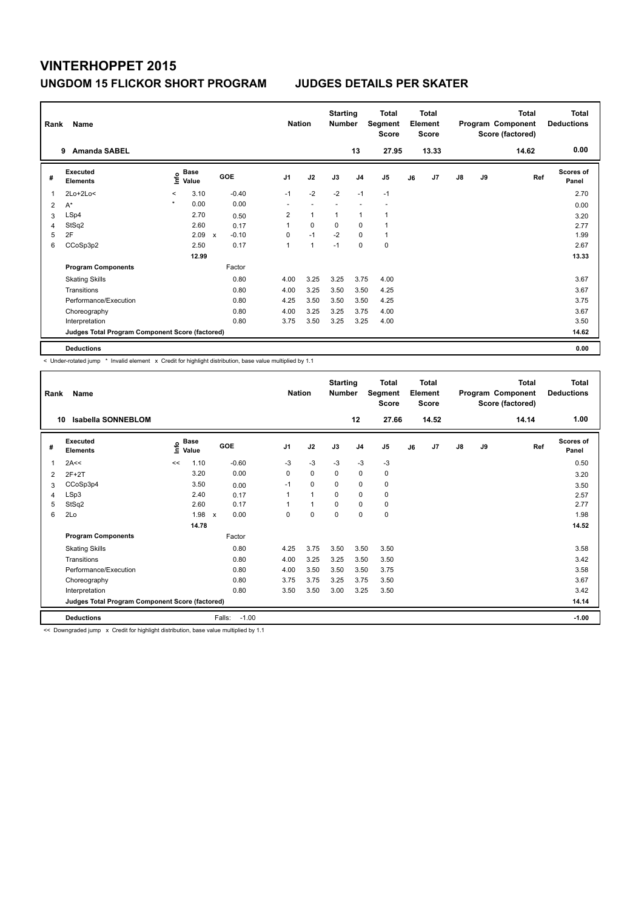# VINTERHOPPET 2015

## UNGDOM 15 FLICKOR SHORT PROGRAM  JUDGES DETAILS PER SKATER

| Rank | Name | Nation | Starting Number | Total Segment Score | Total Element Score | Total Program Component Score (factored) | Total Deductions |
|---|---|---|---|---|---|---|---|
| 9 | Amanda SABEL | | 13 | 27.95 | 13.33 | 14.62 | 0.00 |

| # | Executed Elements | Info | Base Value | | GOE | J1 | J2 | J3 | J4 | J5 | J6 | J7 | J8 | J9 | Ref | Scores of Panel |
|---|---|---|---|---|---|---|---|---|---|---|---|---|---|---|---|---|
| 1 | 2Lo+2Lo< | < | 3.10 | | -0.40 | -1 | -2 | -2 | -1 | -1 | | | | | | 2.70 |
| 2 | A* | * | 0.00 | | 0.00 | - | - | - | - | - | | | | | | 0.00 |
| 3 | LSp4 | | 2.70 | | 0.50 | 2 | 1 | 1 | 1 | 1 | | | | | | 3.20 |
| 4 | StSq2 | | 2.60 | | 0.17 | 1 | 0 | 0 | 0 | 1 | | | | | | 2.77 |
| 5 | 2F | | 2.09 | x | -0.10 | 0 | -1 | -2 | 0 | 1 | | | | | | 1.99 |
| 6 | CCoSp3p2 | | 2.50 | | 0.17 | 1 | 1 | -1 | 0 | 0 | | | | | | 2.67 |
| | | | 12.99 | | | | | | | | | | | | | 13.33 |
| | **Program Components** | | | | Factor | | | | | | | | | | | |
| | Skating Skills | | | | 0.80 | 4.00 | 3.25 | 3.25 | 3.75 | 4.00 | | | | | | 3.67 |
| | Transitions | | | | 0.80 | 4.00 | 3.25 | 3.50 | 3.50 | 4.25 | | | | | | 3.67 |
| | Performance/Execution | | | | 0.80 | 4.25 | 3.50 | 3.50 | 3.50 | 4.25 | | | | | | 3.75 |
| | Choreography | | | | 0.80 | 4.00 | 3.25 | 3.25 | 3.75 | 4.00 | | | | | | 3.67 |
| | Interpretation | | | | 0.80 | 3.75 | 3.50 | 3.25 | 3.25 | 4.00 | | | | | | 3.50 |
| | **Judges Total Program Component Score (factored)** | | | | | | | | | | | | | | | 14.62 |
| | **Deductions** | | | | | | | | | | | | | | | 0.00 |

< Under-rotated jump * Invalid element x Credit for highlight distribution, base value multiplied by 1.1

| Rank | Name | Nation | Starting Number | Total Segment Score | Total Element Score | Total Program Component Score (factored) | Total Deductions |
|---|---|---|---|---|---|---|---|
| 10 | Isabella SONNEBLOM | | 12 | 27.66 | 14.52 | 14.14 | 1.00 |

| # | Executed Elements | Info | Base Value | | GOE | J1 | J2 | J3 | J4 | J5 | J6 | J7 | J8 | J9 | Ref | Scores of Panel |
|---|---|---|---|---|---|---|---|---|---|---|---|---|---|---|---|---|
| 1 | 2A<< | << | 1.10 | | -0.60 | -3 | -3 | -3 | -3 | -3 | | | | | | 0.50 |
| 2 | 2F+2T | | 3.20 | | 0.00 | 0 | 0 | 0 | 0 | 0 | | | | | | 3.20 |
| 3 | CCoSp3p4 | | 3.50 | | 0.00 | -1 | 0 | 0 | 0 | 0 | | | | | | 3.50 |
| 4 | LSp3 | | 2.40 | | 0.17 | 1 | 1 | 0 | 0 | 0 | | | | | | 2.57 |
| 5 | StSq2 | | 2.60 | | 0.17 | 1 | 1 | 0 | 0 | 0 | | | | | | 2.77 |
| 6 | 2Lo | | 1.98 | x | 0.00 | 0 | 0 | 0 | 0 | 0 | | | | | | 1.98 |
| | | | 14.78 | | | | | | | | | | | | | 14.52 |
| | **Program Components** | | | | Factor | | | | | | | | | | | |
| | Skating Skills | | | | 0.80 | 4.25 | 3.75 | 3.50 | 3.50 | 3.50 | | | | | | 3.58 |
| | Transitions | | | | 0.80 | 4.00 | 3.25 | 3.25 | 3.50 | 3.50 | | | | | | 3.42 |
| | Performance/Execution | | | | 0.80 | 4.00 | 3.50 | 3.50 | 3.50 | 3.75 | | | | | | 3.58 |
| | Choreography | | | | 0.80 | 3.75 | 3.75 | 3.25 | 3.75 | 3.50 | | | | | | 3.67 |
| | Interpretation | | | | 0.80 | 3.50 | 3.50 | 3.00 | 3.25 | 3.50 | | | | | | 3.42 |
| | **Judges Total Program Component Score (factored)** | | | | | | | | | | | | | | | 14.14 |
| | **Deductions** | | | | Falls: -1.00 | | | | | | | | | | | -1.00 |

<< Downgraded jump x Credit for highlight distribution, base value multiplied by 1.1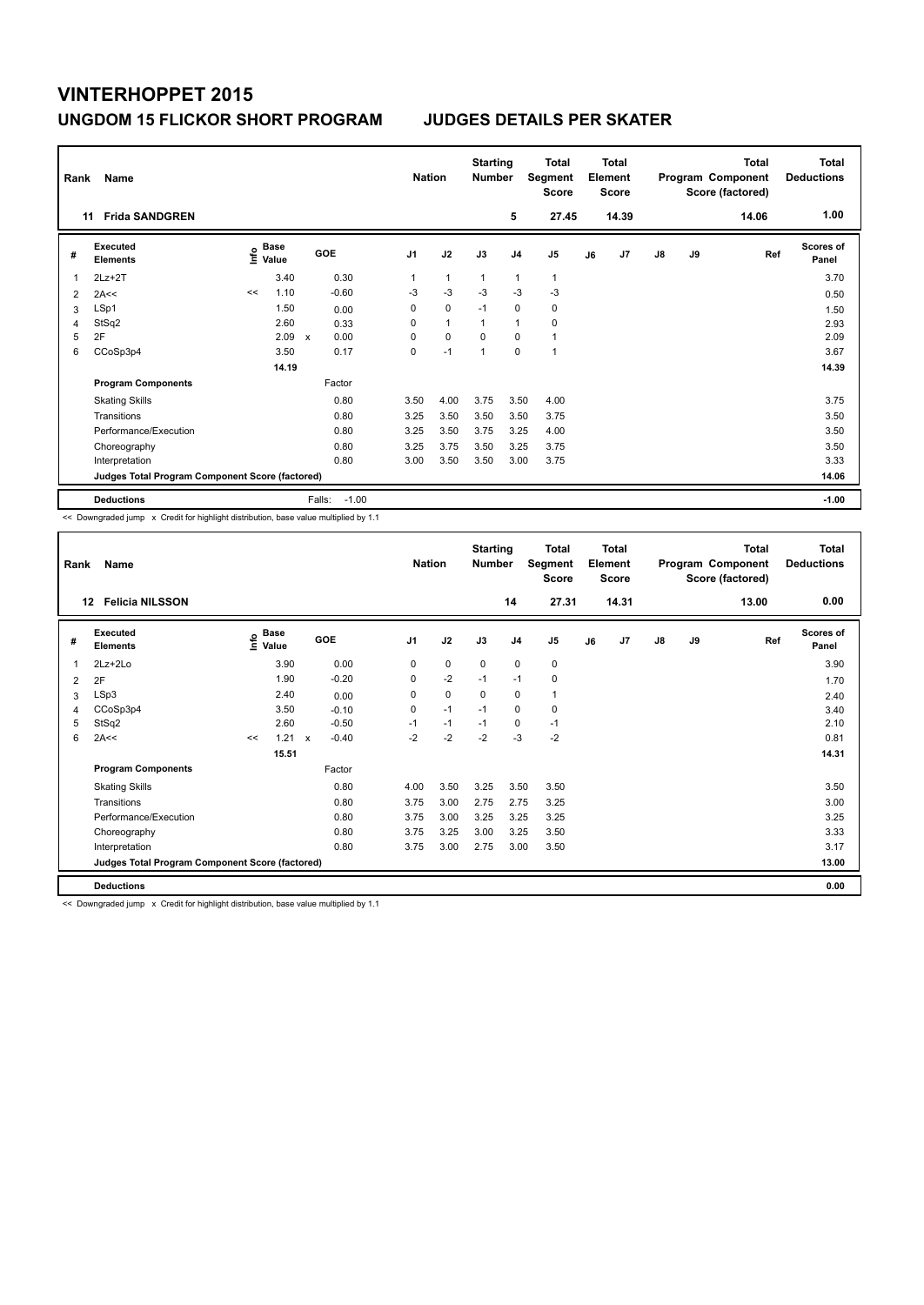# VINTERHOPPET 2015

## UNGDOM 15 FLICKOR SHORT PROGRAM JUDGES DETAILS PER SKATER

| Rank | Name | Nation | Starting Number | Total Segment Score | Total Element Score | Total Program Component Score (factored) | Total Deductions |
|---|---|---|---|---|---|---|---|
| 11 | Frida SANDGREN | | 5 | 27.45 | 14.39 | 14.06 | 1.00 |

| # | Executed Elements | Info | Base Value | | GOE | J1 | J2 | J3 | J4 | J5 | J6 | J7 | J8 | J9 | Ref | Scores of Panel |
|---|---|---|---|---|---|---|---|---|---|---|---|---|---|---|---|---|
| 1 | 2Lz+2T | | 3.40 | | 0.30 | 1 | 1 | 1 | 1 | 1 | | | | | | 3.70 |
| 2 | 2A<< | << | 1.10 | | -0.60 | -3 | -3 | -3 | -3 | -3 | | | | | | 0.50 |
| 3 | LSp1 | | 1.50 | | 0.00 | 0 | 0 | -1 | 0 | 0 | | | | | | 1.50 |
| 4 | StSq2 | | 2.60 | | 0.33 | 0 | 1 | 1 | 1 | 0 | | | | | | 2.93 |
| 5 | 2F | | 2.09 | x | 0.00 | 0 | 0 | 0 | 0 | 1 | | | | | | 2.09 |
| 6 | CCoSp3p4 | | 3.50 | | 0.17 | 0 | -1 | 1 | 0 | 1 | | | | | | 3.67 |
| | | | 14.19 | | | | | | | | | | | | | 14.39 |
| | **Program Components** | | | | Factor | | | | | | | | | | | |
| | Skating Skills | | | | 0.80 | 3.50 | 4.00 | 3.75 | 3.50 | 4.00 | | | | | | 3.75 |
| | Transitions | | | | 0.80 | 3.25 | 3.50 | 3.50 | 3.50 | 3.75 | | | | | | 3.50 |
| | Performance/Execution | | | | 0.80 | 3.25 | 3.50 | 3.75 | 3.25 | 4.00 | | | | | | 3.50 |
| | Choreography | | | | 0.80 | 3.25 | 3.75 | 3.50 | 3.25 | 3.75 | | | | | | 3.50 |
| | Interpretation | | | | 0.80 | 3.00 | 3.50 | 3.50 | 3.00 | 3.75 | | | | | | 3.33 |
| | **Judges Total Program Component Score (factored)** | | | | | | | | | | | | | | | 14.06 |
| | **Deductions** | | | | Falls: -1.00 | | | | | | | | | | | -1.00 |

<< Downgraded jump x Credit for highlight distribution, base value multiplied by 1.1

| Rank | Name | Nation | Starting Number | Total Segment Score | Total Element Score | Total Program Component Score (factored) | Total Deductions |
|---|---|---|---|---|---|---|---|
| 12 | Felicia NILSSON | | 14 | 27.31 | 14.31 | 13.00 | 0.00 |

| # | Executed Elements | Info | Base Value | | GOE | J1 | J2 | J3 | J4 | J5 | J6 | J7 | J8 | J9 | Ref | Scores of Panel |
|---|---|---|---|---|---|---|---|---|---|---|---|---|---|---|---|---|
| 1 | 2Lz+2Lo | | 3.90 | | 0.00 | 0 | 0 | 0 | 0 | 0 | | | | | | 3.90 |
| 2 | 2F | | 1.90 | | -0.20 | 0 | -2 | -1 | -1 | 0 | | | | | | 1.70 |
| 3 | LSp3 | | 2.40 | | 0.00 | 0 | 0 | 0 | 0 | 1 | | | | | | 2.40 |
| 4 | CCoSp3p4 | | 3.50 | | -0.10 | 0 | -1 | -1 | 0 | 0 | | | | | | 3.40 |
| 5 | StSq2 | | 2.60 | | -0.50 | -1 | -1 | -1 | 0 | -1 | | | | | | 2.10 |
| 6 | 2A<< | << | 1.21 | x | -0.40 | -2 | -2 | -2 | -3 | -2 | | | | | | 0.81 |
| | | | 15.51 | | | | | | | | | | | | | 14.31 |
| | **Program Components** | | | | Factor | | | | | | | | | | | |
| | Skating Skills | | | | 0.80 | 4.00 | 3.50 | 3.25 | 3.50 | 3.50 | | | | | | 3.50 |
| | Transitions | | | | 0.80 | 3.75 | 3.00 | 2.75 | 2.75 | 3.25 | | | | | | 3.00 |
| | Performance/Execution | | | | 0.80 | 3.75 | 3.00 | 3.25 | 3.25 | 3.25 | | | | | | 3.25 |
| | Choreography | | | | 0.80 | 3.75 | 3.25 | 3.00 | 3.25 | 3.50 | | | | | | 3.33 |
| | Interpretation | | | | 0.80 | 3.75 | 3.00 | 2.75 | 3.00 | 3.50 | | | | | | 3.17 |
| | **Judges Total Program Component Score (factored)** | | | | | | | | | | | | | | | 13.00 |
| | **Deductions** | | | | | | | | | | | | | | | 0.00 |

<< Downgraded jump x Credit for highlight distribution, base value multiplied by 1.1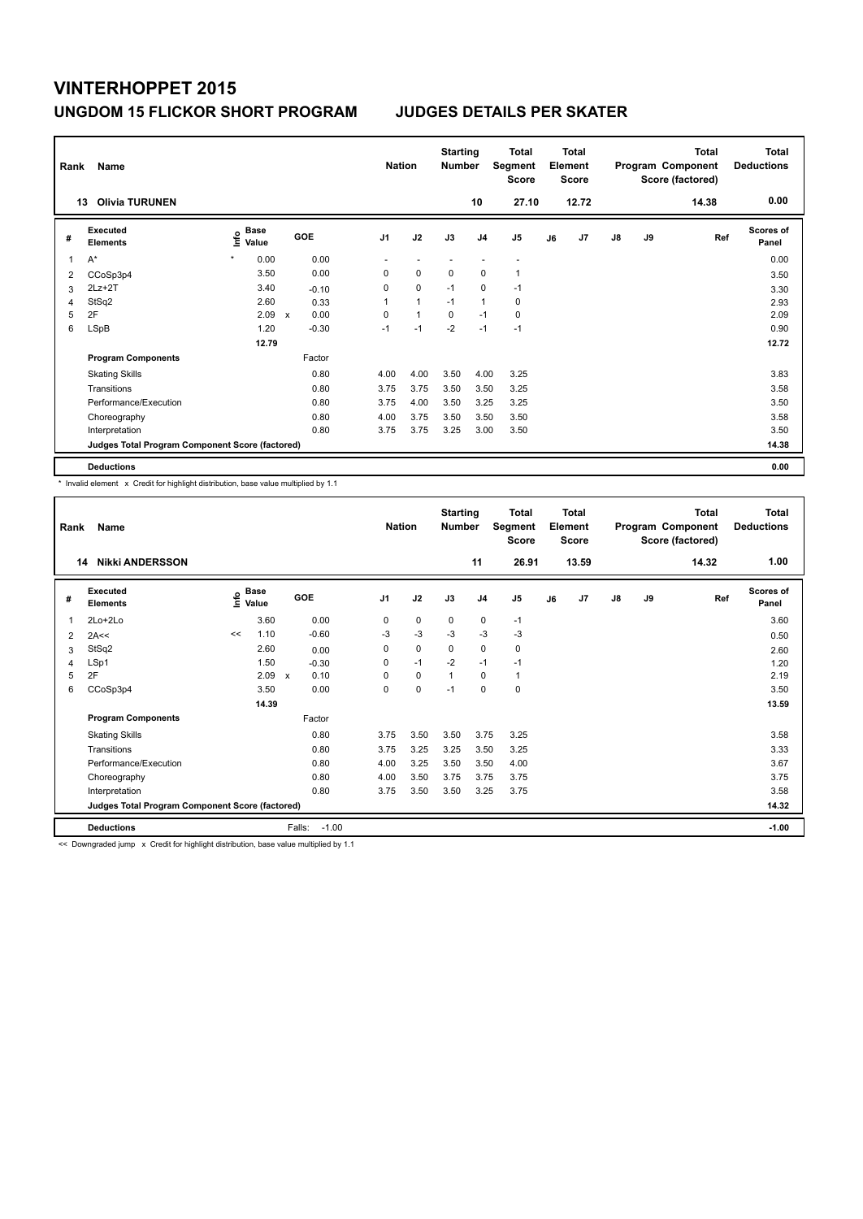# VINTERHOPPET 2015

## UNGDOM 15 FLICKOR SHORT PROGRAM　　JUDGES DETAILS PER SKATER

| Rank | Name | Nation | Starting Number | Total Segment Score | Total Element Score | Total Program Component Score (factored) | Total Deductions |
|---|---|---|---|---|---|---|---|
| 13 | Olivia TURUNEN | | 10 | 27.10 | 12.72 | 14.38 | 0.00 |

| # | Executed Elements | Info | Base Value | | GOE | J1 | J2 | J3 | J4 | J5 | J6 | J7 | J8 | J9 | Ref | Scores of Panel |
|---|---|---|---|---|---|---|---|---|---|---|---|---|---|---|---|---|
| 1 | A* | * | 0.00 | | 0.00 | - | - | - | - | - | | | | | | 0.00 |
| 2 | CCoSp3p4 | | 3.50 | | 0.00 | 0 | 0 | 0 | 0 | 1 | | | | | | 3.50 |
| 3 | 2Lz+2T | | 3.40 | | -0.10 | 0 | 0 | -1 | 0 | -1 | | | | | | 3.30 |
| 4 | StSq2 | | 2.60 | | 0.33 | 1 | 1 | -1 | 1 | 0 | | | | | | 2.93 |
| 5 | 2F | | 2.09 | x | 0.00 | 0 | 1 | 0 | -1 | 0 | | | | | | 2.09 |
| 6 | LSpB | | 1.20 | | -0.30 | -1 | -1 | -2 | -1 | -1 | | | | | | 0.90 |
| | | | 12.79 | | | | | | | | | | | | | 12.72 |
| | **Program Components** | | | | Factor | | | | | | | | | | | |
| | Skating Skills | | | | 0.80 | 4.00 | 4.00 | 3.50 | 4.00 | 3.25 | | | | | | 3.83 |
| | Transitions | | | | 0.80 | 3.75 | 3.75 | 3.50 | 3.50 | 3.25 | | | | | | 3.58 |
| | Performance/Execution | | | | 0.80 | 3.75 | 4.00 | 3.50 | 3.25 | 3.25 | | | | | | 3.50 |
| | Choreography | | | | 0.80 | 4.00 | 3.75 | 3.50 | 3.50 | 3.50 | | | | | | 3.58 |
| | Interpretation | | | | 0.80 | 3.75 | 3.75 | 3.25 | 3.00 | 3.50 | | | | | | 3.50 |
| | **Judges Total Program Component Score (factored)** | | | | | | | | | | | | | | | **14.38** |
| | **Deductions** | | | | | | | | | | | | | | | **0.00** |

\* Invalid element　x Credit for highlight distribution, base value multiplied by 1.1

| Rank | Name | Nation | Starting Number | Total Segment Score | Total Element Score | Total Program Component Score (factored) | Total Deductions |
|---|---|---|---|---|---|---|---|
| 14 | Nikki ANDERSSON | | 11 | 26.91 | 13.59 | 14.32 | 1.00 |

| # | Executed Elements | Info | Base Value | | GOE | J1 | J2 | J3 | J4 | J5 | J6 | J7 | J8 | J9 | Ref | Scores of Panel |
|---|---|---|---|---|---|---|---|---|---|---|---|---|---|---|---|---|
| 1 | 2Lo+2Lo | | 3.60 | | 0.00 | 0 | 0 | 0 | 0 | -1 | | | | | | 3.60 |
| 2 | 2A<< | << | 1.10 | | -0.60 | -3 | -3 | -3 | -3 | -3 | | | | | | 0.50 |
| 3 | StSq2 | | 2.60 | | 0.00 | 0 | 0 | 0 | 0 | 0 | | | | | | 2.60 |
| 4 | LSp1 | | 1.50 | | -0.30 | 0 | -1 | -2 | -1 | -1 | | | | | | 1.20 |
| 5 | 2F | | 2.09 | x | 0.10 | 0 | 0 | 1 | 0 | 1 | | | | | | 2.19 |
| 6 | CCoSp3p4 | | 3.50 | | 0.00 | 0 | 0 | -1 | 0 | 0 | | | | | | 3.50 |
| | | | 14.39 | | | | | | | | | | | | | 13.59 |
| | **Program Components** | | | | Factor | | | | | | | | | | | |
| | Skating Skills | | | | 0.80 | 3.75 | 3.50 | 3.50 | 3.75 | 3.25 | | | | | | 3.58 |
| | Transitions | | | | 0.80 | 3.75 | 3.25 | 3.25 | 3.50 | 3.25 | | | | | | 3.33 |
| | Performance/Execution | | | | 0.80 | 4.00 | 3.25 | 3.50 | 3.50 | 4.00 | | | | | | 3.67 |
| | Choreography | | | | 0.80 | 4.00 | 3.50 | 3.75 | 3.75 | 3.75 | | | | | | 3.75 |
| | Interpretation | | | | 0.80 | 3.75 | 3.50 | 3.50 | 3.25 | 3.75 | | | | | | 3.58 |
| | **Judges Total Program Component Score (factored)** | | | | | | | | | | | | | | | **14.32** |
| | **Deductions** | | | Falls: | -1.00 | | | | | | | | | | | **-1.00** |

<< Downgraded jump　x Credit for highlight distribution, base value multiplied by 1.1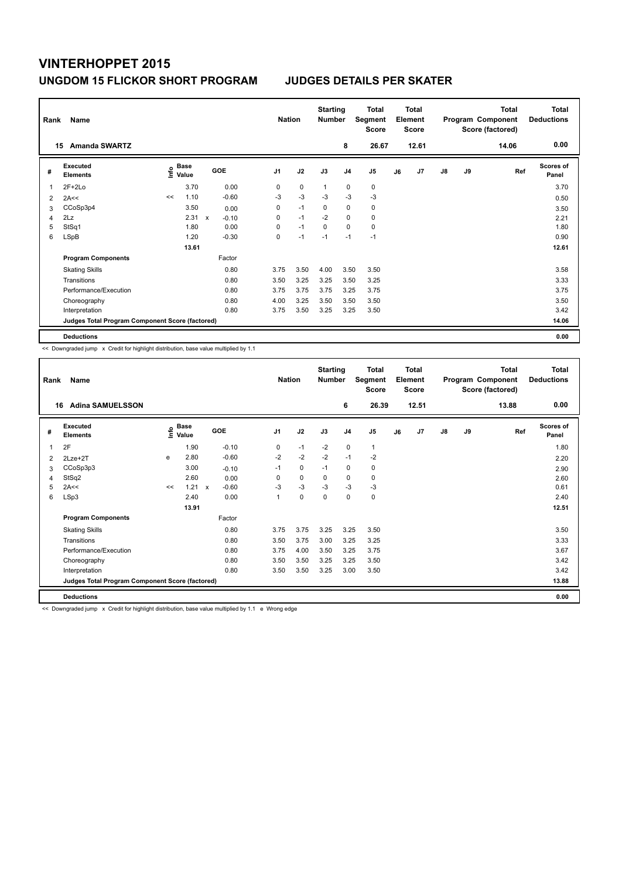# VINTERHOPPET 2015

## UNGDOM 15 FLICKOR SHORT PROGRAM    JUDGES DETAILS PER SKATER

| Rank | Name | Nation | Starting Number | Total Segment Score | Total Element Score | Total Program Component Score (factored) | Total Deductions |
|---|---|---|---|---|---|---|---|
| 15 | Amanda SWARTZ | | 8 | 26.67 | 12.61 | 14.06 | 0.00 |

| # | Executed Elements | Info | Base Value | | GOE | J1 | J2 | J3 | J4 | J5 | J6 | J7 | J8 | J9 | Ref | Scores of Panel |
|---|---|---|---|---|---|---|---|---|---|---|---|---|---|---|---|---|
| 1 | 2F+2Lo | | 3.70 | | 0.00 | 0 | 0 | 1 | 0 | 0 | | | | | | 3.70 |
| 2 | 2A<< | << | 1.10 | | -0.60 | -3 | -3 | -3 | -3 | -3 | | | | | | 0.50 |
| 3 | CCoSp3p4 | | 3.50 | | 0.00 | 0 | -1 | 0 | 0 | 0 | | | | | | 3.50 |
| 4 | 2Lz | | 2.31 | x | -0.10 | 0 | -1 | -2 | 0 | 0 | | | | | | 2.21 |
| 5 | StSq1 | | 1.80 | | 0.00 | 0 | -1 | 0 | 0 | 0 | | | | | | 1.80 |
| 6 | LSpB | | 1.20 | | -0.30 | 0 | -1 | -1 | -1 | -1 | | | | | | 0.90 |
| | | | 13.61 | | | | | | | | | | | | | 12.61 |
| | **Program Components** | | | | Factor | | | | | | | | | | | |
| | Skating Skills | | | | 0.80 | 3.75 | 3.50 | 4.00 | 3.50 | 3.50 | | | | | | 3.58 |
| | Transitions | | | | 0.80 | 3.50 | 3.25 | 3.25 | 3.50 | 3.25 | | | | | | 3.33 |
| | Performance/Execution | | | | 0.80 | 3.75 | 3.75 | 3.75 | 3.25 | 3.75 | | | | | | 3.75 |
| | Choreography | | | | 0.80 | 4.00 | 3.25 | 3.50 | 3.50 | 3.50 | | | | | | 3.50 |
| | Interpretation | | | | 0.80 | 3.75 | 3.50 | 3.25 | 3.25 | 3.50 | | | | | | 3.42 |
| | **Judges Total Program Component Score (factored)** | | | | | | | | | | | | | | | 14.06 |
| | **Deductions** | | | | | | | | | | | | | | | 0.00 |

<< Downgraded jump x Credit for highlight distribution, base value multiplied by 1.1

| Rank | Name | Nation | Starting Number | Total Segment Score | Total Element Score | Total Program Component Score (factored) | Total Deductions |
|---|---|---|---|---|---|---|---|
| 16 | Adina SAMUELSSON | | 6 | 26.39 | 12.51 | 13.88 | 0.00 |

| # | Executed Elements | Info | Base Value | | GOE | J1 | J2 | J3 | J4 | J5 | J6 | J7 | J8 | J9 | Ref | Scores of Panel |
|---|---|---|---|---|---|---|---|---|---|---|---|---|---|---|---|---|
| 1 | 2F | | 1.90 | | -0.10 | 0 | -1 | -2 | 0 | 1 | | | | | | 1.80 |
| 2 | 2Lze+2T | e | 2.80 | | -0.60 | -2 | -2 | -2 | -1 | -2 | | | | | | 2.20 |
| 3 | CCoSp3p3 | | 3.00 | | -0.10 | -1 | 0 | -1 | 0 | 0 | | | | | | 2.90 |
| 4 | StSq2 | | 2.60 | | 0.00 | 0 | 0 | 0 | 0 | 0 | | | | | | 2.60 |
| 5 | 2A<< | << | 1.21 | x | -0.60 | -3 | -3 | -3 | -3 | -3 | | | | | | 0.61 |
| 6 | LSp3 | | 2.40 | | 0.00 | 1 | 0 | 0 | 0 | 0 | | | | | | 2.40 |
| | | | 13.91 | | | | | | | | | | | | | 12.51 |
| | **Program Components** | | | | Factor | | | | | | | | | | | |
| | Skating Skills | | | | 0.80 | 3.75 | 3.75 | 3.25 | 3.25 | 3.50 | | | | | | 3.50 |
| | Transitions | | | | 0.80 | 3.50 | 3.75 | 3.00 | 3.25 | 3.25 | | | | | | 3.33 |
| | Performance/Execution | | | | 0.80 | 3.75 | 4.00 | 3.50 | 3.25 | 3.75 | | | | | | 3.67 |
| | Choreography | | | | 0.80 | 3.50 | 3.50 | 3.25 | 3.25 | 3.50 | | | | | | 3.42 |
| | Interpretation | | | | 0.80 | 3.50 | 3.50 | 3.25 | 3.00 | 3.50 | | | | | | 3.42 |
| | **Judges Total Program Component Score (factored)** | | | | | | | | | | | | | | | 13.88 |
| | **Deductions** | | | | | | | | | | | | | | | 0.00 |

<< Downgraded jump x Credit for highlight distribution, base value multiplied by 1.1 e Wrong edge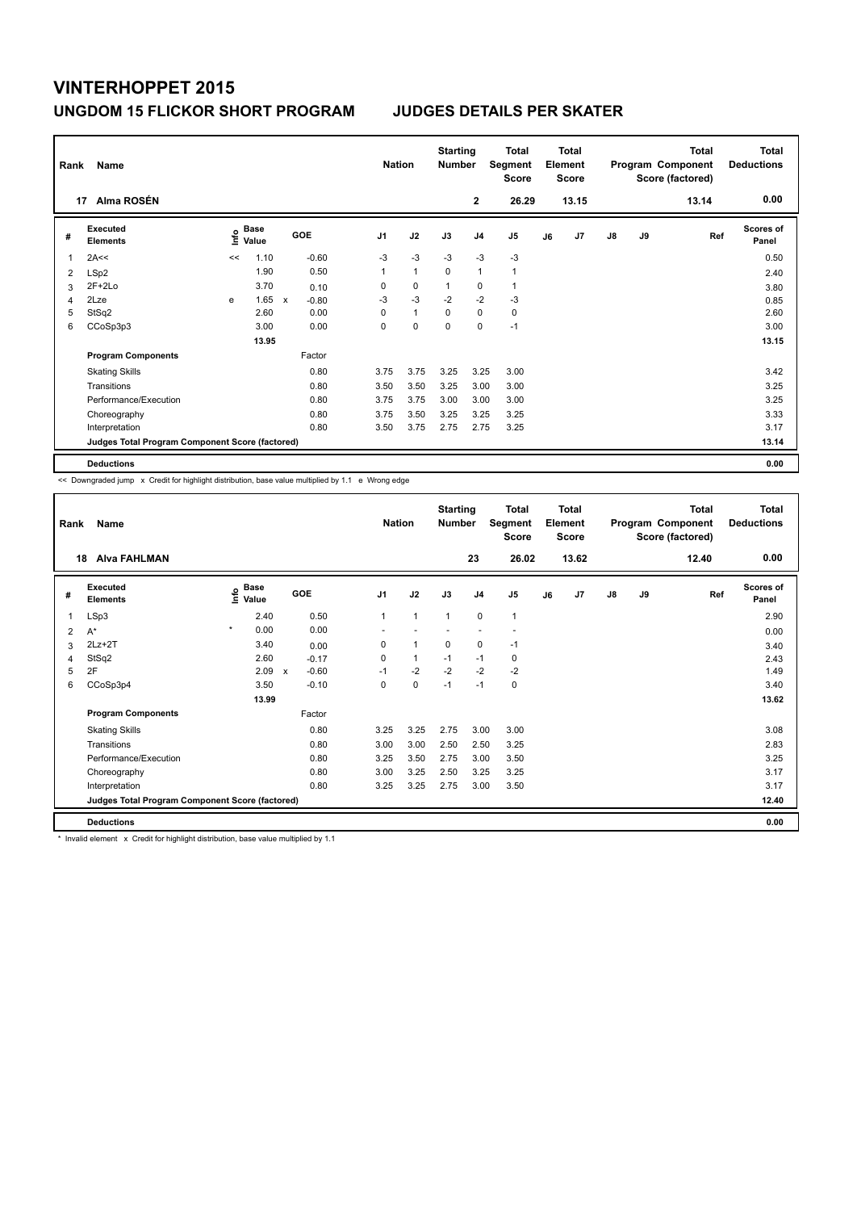# VINTERHOPPET 2015

## UNGDOM 15 FLICKOR SHORT PROGRAM — JUDGES DETAILS PER SKATER

| Rank | Name | Nation | Starting Number | Total Segment Score | Total Element Score | Total Program Component Score (factored) | Total Deductions |
|---|---|---|---|---|---|---|---|
| 17 | Alma ROSÉN | | 2 | 26.29 | 13.15 | 13.14 | 0.00 |

| # | Executed Elements | Info | Base Value | | GOE | J1 | J2 | J3 | J4 | J5 | J6 | J7 | J8 | J9 | Ref | Scores of Panel |
|---|---|---|---|---|---|---|---|---|---|---|---|---|---|---|---|---|
| 1 | 2A<< | << | 1.10 | | -0.60 | -3 | -3 | -3 | -3 | -3 | | | | | | 0.50 |
| 2 | LSp2 | | 1.90 | | 0.50 | 1 | 1 | 0 | 1 | 1 | | | | | | 2.40 |
| 3 | 2F+2Lo | | 3.70 | | 0.10 | 0 | 0 | 1 | 0 | 1 | | | | | | 3.80 |
| 4 | 2Lze | e | 1.65 | x | -0.80 | -3 | -3 | -2 | -2 | -3 | | | | | | 0.85 |
| 5 | StSq2 | | 2.60 | | 0.00 | 0 | 1 | 0 | 0 | 0 | | | | | | 2.60 |
| 6 | CCoSp3p3 | | 3.00 | | 0.00 | 0 | 0 | 0 | 0 | -1 | | | | | | 3.00 |
| | | | 13.95 | | | | | | | | | | | | | 13.15 |
| | **Program Components** | | | | Factor | | | | | | | | | | | |
| | Skating Skills | | | | 0.80 | 3.75 | 3.75 | 3.25 | 3.25 | 3.00 | | | | | | 3.42 |
| | Transitions | | | | 0.80 | 3.50 | 3.50 | 3.25 | 3.00 | 3.00 | | | | | | 3.25 |
| | Performance/Execution | | | | 0.80 | 3.75 | 3.75 | 3.00 | 3.00 | 3.00 | | | | | | 3.25 |
| | Choreography | | | | 0.80 | 3.75 | 3.50 | 3.25 | 3.25 | 3.25 | | | | | | 3.33 |
| | Interpretation | | | | 0.80 | 3.50 | 3.75 | 2.75 | 2.75 | 3.25 | | | | | | 3.17 |
| | **Judges Total Program Component Score (factored)** | | | | | | | | | | | | | | | 13.14 |
| | **Deductions** | | | | | | | | | | | | | | | 0.00 |

<< Downgraded jump x Credit for highlight distribution, base value multiplied by 1.1 e Wrong edge

| Rank | Name | Nation | Starting Number | Total Segment Score | Total Element Score | Total Program Component Score (factored) | Total Deductions |
|---|---|---|---|---|---|---|---|
| 18 | Alva FAHLMAN | | 23 | 26.02 | 13.62 | 12.40 | 0.00 |

| # | Executed Elements | Info | Base Value | | GOE | J1 | J2 | J3 | J4 | J5 | J6 | J7 | J8 | J9 | Ref | Scores of Panel |
|---|---|---|---|---|---|---|---|---|---|---|---|---|---|---|---|---|
| 1 | LSp3 | | 2.40 | | 0.50 | 1 | 1 | 1 | 0 | 1 | | | | | | 2.90 |
| 2 | A* | * | 0.00 | | 0.00 | - | - | - | - | - | | | | | | 0.00 |
| 3 | 2Lz+2T | | 3.40 | | 0.00 | 0 | 1 | 0 | 0 | -1 | | | | | | 3.40 |
| 4 | StSq2 | | 2.60 | | -0.17 | 0 | 1 | -1 | -1 | 0 | | | | | | 2.43 |
| 5 | 2F | | 2.09 | x | -0.60 | -1 | -2 | -2 | -2 | -2 | | | | | | 1.49 |
| 6 | CCoSp3p4 | | 3.50 | | -0.10 | 0 | 0 | -1 | -1 | 0 | | | | | | 3.40 |
| | | | 13.99 | | | | | | | | | | | | | 13.62 |
| | **Program Components** | | | | Factor | | | | | | | | | | | |
| | Skating Skills | | | | 0.80 | 3.25 | 3.25 | 2.75 | 3.00 | 3.00 | | | | | | 3.08 |
| | Transitions | | | | 0.80 | 3.00 | 3.00 | 2.50 | 2.50 | 3.25 | | | | | | 2.83 |
| | Performance/Execution | | | | 0.80 | 3.25 | 3.50 | 2.75 | 3.00 | 3.50 | | | | | | 3.25 |
| | Choreography | | | | 0.80 | 3.00 | 3.25 | 2.50 | 3.25 | 3.25 | | | | | | 3.17 |
| | Interpretation | | | | 0.80 | 3.25 | 3.25 | 2.75 | 3.00 | 3.50 | | | | | | 3.17 |
| | **Judges Total Program Component Score (factored)** | | | | | | | | | | | | | | | 12.40 |
| | **Deductions** | | | | | | | | | | | | | | | 0.00 |

* Invalid element x Credit for highlight distribution, base value multiplied by 1.1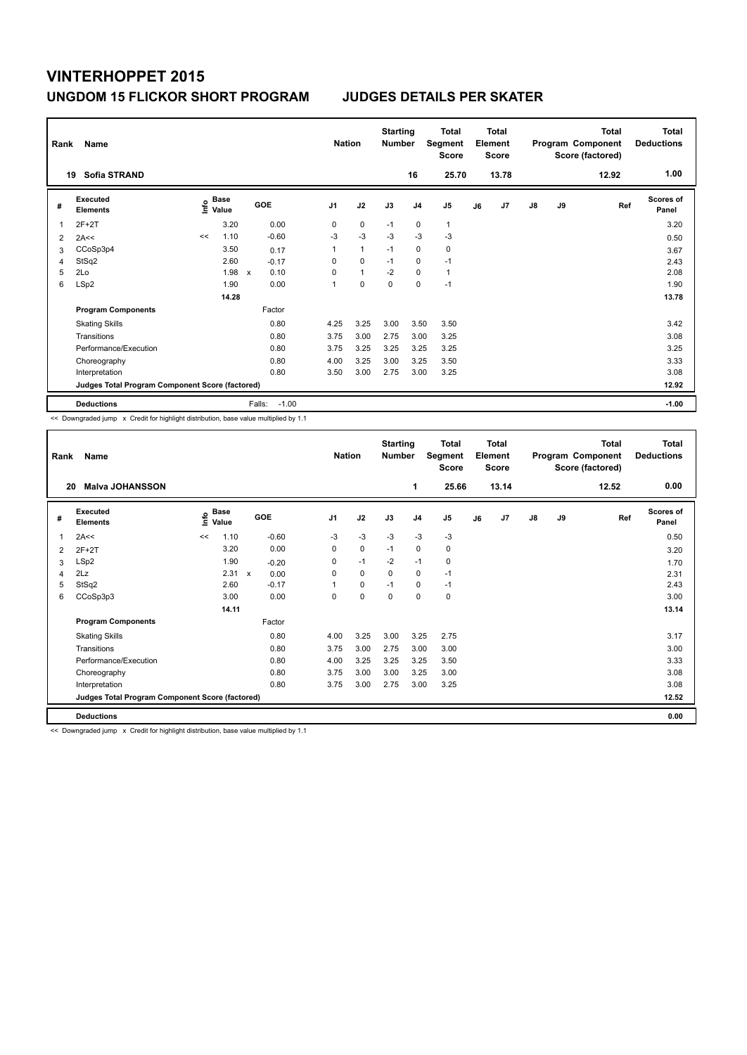# VINTERHOPPET 2015

## UNGDOM 15 FLICKOR SHORT PROGRAM — JUDGES DETAILS PER SKATER

| Rank | Name | Nation | Starting Number | Total Segment Score | Total Element Score | Total Program Component Score (factored) | Total Deductions |
|---|---|---|---|---|---|---|---|
| 19 | Sofia STRAND | | 16 | 25.70 | 13.78 | 12.92 | 1.00 |

| # | Executed Elements | Info | Base Value | | GOE | J1 | J2 | J3 | J4 | J5 | J6 | J7 | J8 | J9 | Ref | Scores of Panel |
|---|---|---|---|---|---|---|---|---|---|---|---|---|---|---|---|---|
| 1 | 2F+2T | | 3.20 | | 0.00 | 0 | 0 | -1 | 0 | 1 | | | | | | 3.20 |
| 2 | 2A<< | << | 1.10 | | -0.60 | -3 | -3 | -3 | -3 | -3 | | | | | | 0.50 |
| 3 | CCoSp3p4 | | 3.50 | | 0.17 | 1 | 1 | -1 | 0 | 0 | | | | | | 3.67 |
| 4 | StSq2 | | 2.60 | | -0.17 | 0 | 0 | -1 | 0 | -1 | | | | | | 2.43 |
| 5 | 2Lo | | 1.98 | x | 0.10 | 0 | 1 | -2 | 0 | 1 | | | | | | 2.08 |
| 6 | LSp2 | | 1.90 | | 0.00 | 1 | 0 | 0 | 0 | -1 | | | | | | 1.90 |
| | | | 14.28 | | | | | | | | | | | | | 13.78 |
| | **Program Components** | | | | Factor | | | | | | | | | | | |
| | Skating Skills | | | | 0.80 | 4.25 | 3.25 | 3.00 | 3.50 | 3.50 | | | | | | 3.42 |
| | Transitions | | | | 0.80 | 3.75 | 3.00 | 2.75 | 3.00 | 3.25 | | | | | | 3.08 |
| | Performance/Execution | | | | 0.80 | 3.75 | 3.25 | 3.25 | 3.25 | 3.25 | | | | | | 3.25 |
| | Choreography | | | | 0.80 | 4.00 | 3.25 | 3.00 | 3.25 | 3.50 | | | | | | 3.33 |
| | Interpretation | | | | 0.80 | 3.50 | 3.00 | 2.75 | 3.00 | 3.25 | | | | | | 3.08 |
| | **Judges Total Program Component Score (factored)** | | | | | | | | | | | | | | | 12.92 |
| | **Deductions** | | | | Falls: -1.00 | | | | | | | | | | | -1.00 |

<< Downgraded jump x Credit for highlight distribution, base value multiplied by 1.1

| Rank | Name | Nation | Starting Number | Total Segment Score | Total Element Score | Total Program Component Score (factored) | Total Deductions |
|---|---|---|---|---|---|---|---|
| 20 | Malva JOHANSSON | | 1 | 25.66 | 13.14 | 12.52 | 0.00 |

| # | Executed Elements | Info | Base Value | | GOE | J1 | J2 | J3 | J4 | J5 | J6 | J7 | J8 | J9 | Ref | Scores of Panel |
|---|---|---|---|---|---|---|---|---|---|---|---|---|---|---|---|---|
| 1 | 2A<< | << | 1.10 | | -0.60 | -3 | -3 | -3 | -3 | -3 | | | | | | 0.50 |
| 2 | 2F+2T | | 3.20 | | 0.00 | 0 | 0 | -1 | 0 | 0 | | | | | | 3.20 |
| 3 | LSp2 | | 1.90 | | -0.20 | 0 | -1 | -2 | -1 | 0 | | | | | | 1.70 |
| 4 | 2Lz | | 2.31 | x | 0.00 | 0 | 0 | 0 | 0 | -1 | | | | | | 2.31 |
| 5 | StSq2 | | 2.60 | | -0.17 | 1 | 0 | -1 | 0 | -1 | | | | | | 2.43 |
| 6 | CCoSp3p3 | | 3.00 | | 0.00 | 0 | 0 | 0 | 0 | 0 | | | | | | 3.00 |
| | | | 14.11 | | | | | | | | | | | | | 13.14 |
| | **Program Components** | | | | Factor | | | | | | | | | | | |
| | Skating Skills | | | | 0.80 | 4.00 | 3.25 | 3.00 | 3.25 | 2.75 | | | | | | 3.17 |
| | Transitions | | | | 0.80 | 3.75 | 3.00 | 2.75 | 3.00 | 3.00 | | | | | | 3.00 |
| | Performance/Execution | | | | 0.80 | 4.00 | 3.25 | 3.25 | 3.25 | 3.50 | | | | | | 3.33 |
| | Choreography | | | | 0.80 | 3.75 | 3.00 | 3.00 | 3.25 | 3.00 | | | | | | 3.08 |
| | Interpretation | | | | 0.80 | 3.75 | 3.00 | 2.75 | 3.00 | 3.25 | | | | | | 3.08 |
| | **Judges Total Program Component Score (factored)** | | | | | | | | | | | | | | | 12.52 |
| | **Deductions** | | | | | | | | | | | | | | | 0.00 |

<< Downgraded jump x Credit for highlight distribution, base value multiplied by 1.1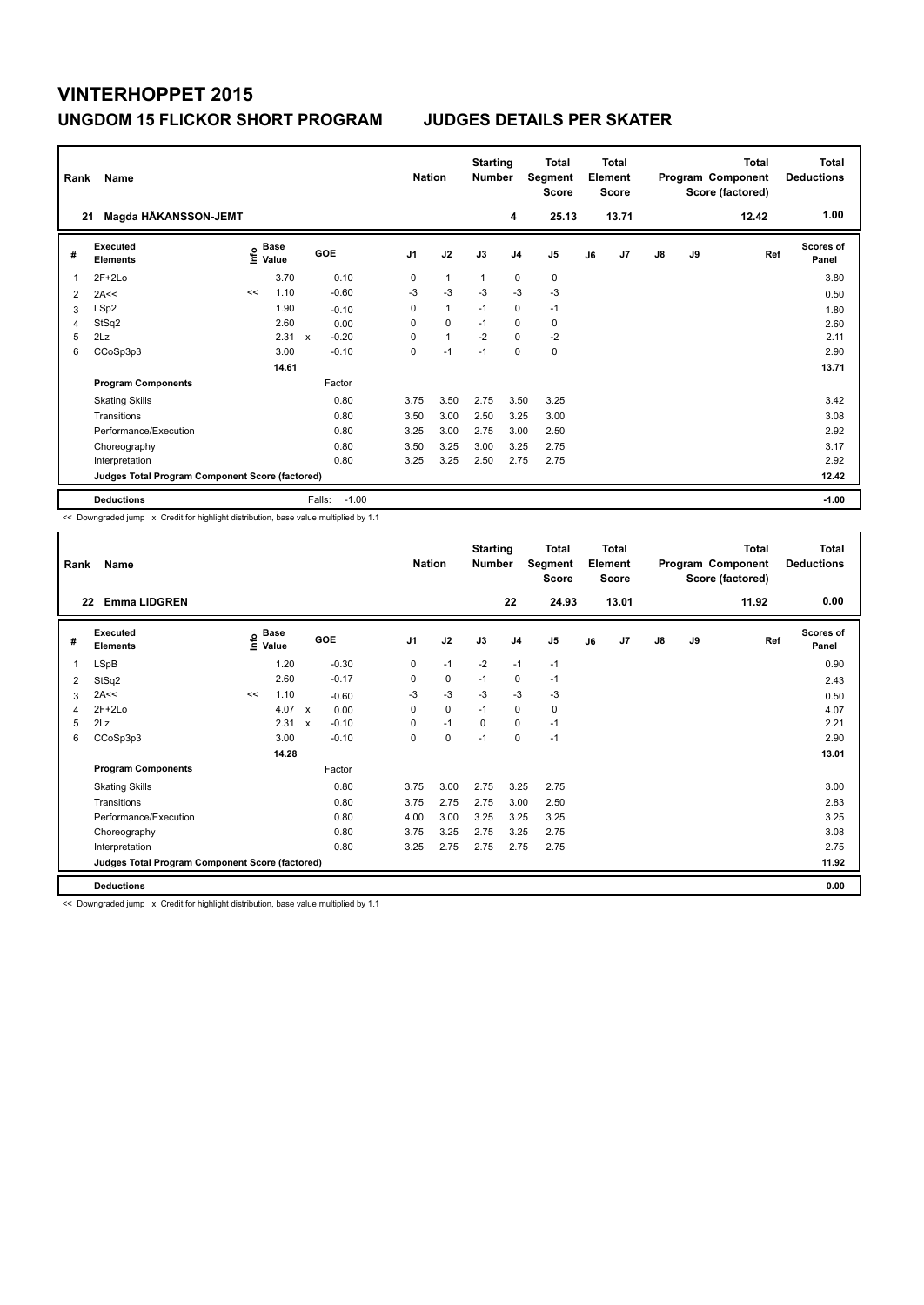# VINTERHOPPET 2015

## UNGDOM 15 FLICKOR SHORT PROGRAM — JUDGES DETAILS PER SKATER

| Rank | Name | Nation | Starting Number | Total Segment Score | Total Element Score | Total Program Component Score (factored) | Total Deductions |
|---|---|---|---|---|---|---|---|
| 21 | Magda HÅKANSSON-JEMT | | 4 | 25.13 | 13.71 | 12.42 | 1.00 |

| # | Executed Elements | Info | Base Value | | GOE | J1 | J2 | J3 | J4 | J5 | J6 | J7 | J8 | J9 | Ref | Scores of Panel |
|---|---|---|---|---|---|---|---|---|---|---|---|---|---|---|---|---|
| 1 | 2F+2Lo | | 3.70 | | 0.10 | 0 | 1 | 1 | 0 | 0 | | | | | | 3.80 |
| 2 | 2A<< | << | 1.10 | | -0.60 | -3 | -3 | -3 | -3 | -3 | | | | | | 0.50 |
| 3 | LSp2 | | 1.90 | | -0.10 | 0 | 1 | -1 | 0 | -1 | | | | | | 1.80 |
| 4 | StSq2 | | 2.60 | | 0.00 | 0 | 0 | -1 | 0 | 0 | | | | | | 2.60 |
| 5 | 2Lz | | 2.31 | x | -0.20 | 0 | 1 | -2 | 0 | -2 | | | | | | 2.11 |
| 6 | CCoSp3p3 | | 3.00 | | -0.10 | 0 | -1 | -1 | 0 | 0 | | | | | | 2.90 |
| | | | 14.61 | | | | | | | | | | | | | 13.71 |
| | **Program Components** | | | | Factor | | | | | | | | | | | |
| | Skating Skills | | | | 0.80 | 3.75 | 3.50 | 2.75 | 3.50 | 3.25 | | | | | | 3.42 |
| | Transitions | | | | 0.80 | 3.50 | 3.00 | 2.50 | 3.25 | 3.00 | | | | | | 3.08 |
| | Performance/Execution | | | | 0.80 | 3.25 | 3.00 | 2.75 | 3.00 | 2.50 | | | | | | 2.92 |
| | Choreography | | | | 0.80 | 3.50 | 3.25 | 3.00 | 3.25 | 2.75 | | | | | | 3.17 |
| | Interpretation | | | | 0.80 | 3.25 | 3.25 | 2.50 | 2.75 | 2.75 | | | | | | 2.92 |
| | **Judges Total Program Component Score (factored)** | | | | | | | | | | | | | | | 12.42 |
| | **Deductions** | | | | Falls: -1.00 | | | | | | | | | | | -1.00 |

<< Downgraded jump x Credit for highlight distribution, base value multiplied by 1.1

| Rank | Name | Nation | Starting Number | Total Segment Score | Total Element Score | Total Program Component Score (factored) | Total Deductions |
|---|---|---|---|---|---|---|---|
| 22 | Emma LIDGREN | | 22 | 24.93 | 13.01 | 11.92 | 0.00 |

| # | Executed Elements | Info | Base Value | | GOE | J1 | J2 | J3 | J4 | J5 | J6 | J7 | J8 | J9 | Ref | Scores of Panel |
|---|---|---|---|---|---|---|---|---|---|---|---|---|---|---|---|---|
| 1 | LSpB | | 1.20 | | -0.30 | 0 | -1 | -2 | -1 | -1 | | | | | | 0.90 |
| 2 | StSq2 | | 2.60 | | -0.17 | 0 | 0 | -1 | 0 | -1 | | | | | | 2.43 |
| 3 | 2A<< | << | 1.10 | | -0.60 | -3 | -3 | -3 | -3 | -3 | | | | | | 0.50 |
| 4 | 2F+2Lo | | 4.07 | x | 0.00 | 0 | 0 | -1 | 0 | 0 | | | | | | 4.07 |
| 5 | 2Lz | | 2.31 | x | -0.10 | 0 | -1 | 0 | 0 | -1 | | | | | | 2.21 |
| 6 | CCoSp3p3 | | 3.00 | | -0.10 | 0 | 0 | -1 | 0 | -1 | | | | | | 2.90 |
| | | | 14.28 | | | | | | | | | | | | | 13.01 |
| | **Program Components** | | | | Factor | | | | | | | | | | | |
| | Skating Skills | | | | 0.80 | 3.75 | 3.00 | 2.75 | 3.25 | 2.75 | | | | | | 3.00 |
| | Transitions | | | | 0.80 | 3.75 | 2.75 | 2.75 | 3.00 | 2.50 | | | | | | 2.83 |
| | Performance/Execution | | | | 0.80 | 4.00 | 3.00 | 3.25 | 3.25 | 3.25 | | | | | | 3.25 |
| | Choreography | | | | 0.80 | 3.75 | 3.25 | 2.75 | 3.25 | 2.75 | | | | | | 3.08 |
| | Interpretation | | | | 0.80 | 3.25 | 2.75 | 2.75 | 2.75 | 2.75 | | | | | | 2.75 |
| | **Judges Total Program Component Score (factored)** | | | | | | | | | | | | | | | 11.92 |
| | **Deductions** | | | | | | | | | | | | | | | 0.00 |

<< Downgraded jump x Credit for highlight distribution, base value multiplied by 1.1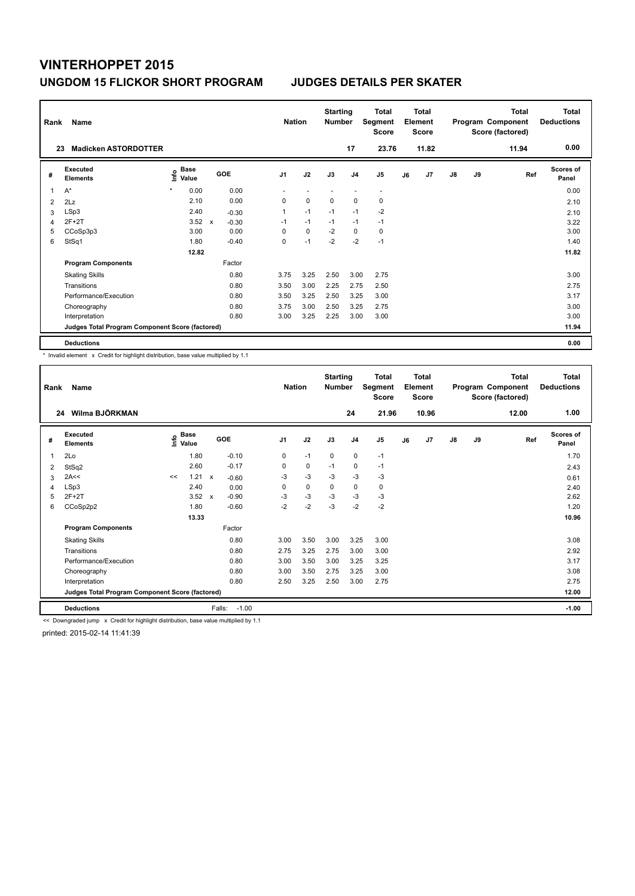# VINTERHOPPET 2015

## UNGDOM 15 FLICKOR SHORT PROGRAM JUDGES DETAILS PER SKATER

| Rank | Name | Nation | Starting Number | Total Segment Score | Total Element Score | Total Program Component Score (factored) | Total Deductions |
|---|---|---|---|---|---|---|---|
| 23 | Madicken ASTORDOTTER | | 17 | 23.76 | 11.82 | 11.94 | 0.00 |

| # | Executed Elements | Info | Base Value | | GOE | J1 | J2 | J3 | J4 | J5 | J6 | J7 | J8 | J9 | Ref | Scores of Panel |
|---|---|---|---|---|---|---|---|---|---|---|---|---|---|---|---|---|
| 1 | A* | * | 0.00 | | 0.00 | - | - | - | - | - | | | | | | 0.00 |
| 2 | 2Lz | | 2.10 | | 0.00 | 0 | 0 | 0 | 0 | 0 | | | | | | 2.10 |
| 3 | LSp3 | | 2.40 | | -0.30 | 1 | -1 | -1 | -1 | -2 | | | | | | 2.10 |
| 4 | 2F+2T | | 3.52 | x | -0.30 | -1 | -1 | -1 | -1 | -1 | | | | | | 3.22 |
| 5 | CCoSp3p3 | | 3.00 | | 0.00 | 0 | 0 | -2 | 0 | 0 | | | | | | 3.00 |
| 6 | StSq1 | | 1.80 | | -0.40 | 0 | -1 | -2 | -2 | -1 | | | | | | 1.40 |
| | | | 12.82 | | | | | | | | | | | | | 11.82 |
| | **Program Components** | | | | Factor | | | | | | | | | | | |
| | Skating Skills | | | | 0.80 | 3.75 | 3.25 | 2.50 | 3.00 | 2.75 | | | | | | 3.00 |
| | Transitions | | | | 0.80 | 3.50 | 3.00 | 2.25 | 2.75 | 2.50 | | | | | | 2.75 |
| | Performance/Execution | | | | 0.80 | 3.50 | 3.25 | 2.50 | 3.25 | 3.00 | | | | | | 3.17 |
| | Choreography | | | | 0.80 | 3.75 | 3.00 | 2.50 | 3.25 | 2.75 | | | | | | 3.00 |
| | Interpretation | | | | 0.80 | 3.00 | 3.25 | 2.25 | 3.00 | 3.00 | | | | | | 3.00 |
| | **Judges Total Program Component Score (factored)** | | | | | | | | | | | | | | | 11.94 |
| | **Deductions** | | | | | | | | | | | | | | | 0.00 |

\* Invalid element x Credit for highlight distribution, base value multiplied by 1.1

| Rank | Name | Nation | Starting Number | Total Segment Score | Total Element Score | Total Program Component Score (factored) | Total Deductions |
|---|---|---|---|---|---|---|---|
| 24 | Wilma BJÖRKMAN | | 24 | 21.96 | 10.96 | 12.00 | 1.00 |

| # | Executed Elements | Info | Base Value | | GOE | J1 | J2 | J3 | J4 | J5 | J6 | J7 | J8 | J9 | Ref | Scores of Panel |
|---|---|---|---|---|---|---|---|---|---|---|---|---|---|---|---|---|
| 1 | 2Lo | | 1.80 | | -0.10 | 0 | -1 | 0 | 0 | -1 | | | | | | 1.70 |
| 2 | StSq2 | | 2.60 | | -0.17 | 0 | 0 | -1 | 0 | -1 | | | | | | 2.43 |
| 3 | 2A<< | << | 1.21 | x | -0.60 | -3 | -3 | -3 | -3 | -3 | | | | | | 0.61 |
| 4 | LSp3 | | 2.40 | | 0.00 | 0 | 0 | 0 | 0 | 0 | | | | | | 2.40 |
| 5 | 2F+2T | | 3.52 | x | -0.90 | -3 | -3 | -3 | -3 | -3 | | | | | | 2.62 |
| 6 | CCoSp2p2 | | 1.80 | | -0.60 | -2 | -2 | -3 | -2 | -2 | | | | | | 1.20 |
| | | | 13.33 | | | | | | | | | | | | | 10.96 |
| | **Program Components** | | | | Factor | | | | | | | | | | | |
| | Skating Skills | | | | 0.80 | 3.00 | 3.50 | 3.00 | 3.25 | 3.00 | | | | | | 3.08 |
| | Transitions | | | | 0.80 | 2.75 | 3.25 | 2.75 | 3.00 | 3.00 | | | | | | 2.92 |
| | Performance/Execution | | | | 0.80 | 3.00 | 3.50 | 3.00 | 3.25 | 3.25 | | | | | | 3.17 |
| | Choreography | | | | 0.80 | 3.00 | 3.50 | 2.75 | 3.25 | 3.00 | | | | | | 3.08 |
| | Interpretation | | | | 0.80 | 2.50 | 3.25 | 2.50 | 3.00 | 2.75 | | | | | | 2.75 |
| | **Judges Total Program Component Score (factored)** | | | | | | | | | | | | | | | 12.00 |
| | **Deductions** | | | | Falls: -1.00 | | | | | | | | | | | -1.00 |

<< Downgraded jump x Credit for highlight distribution, base value multiplied by 1.1

printed: 2015-02-14 11:41:39